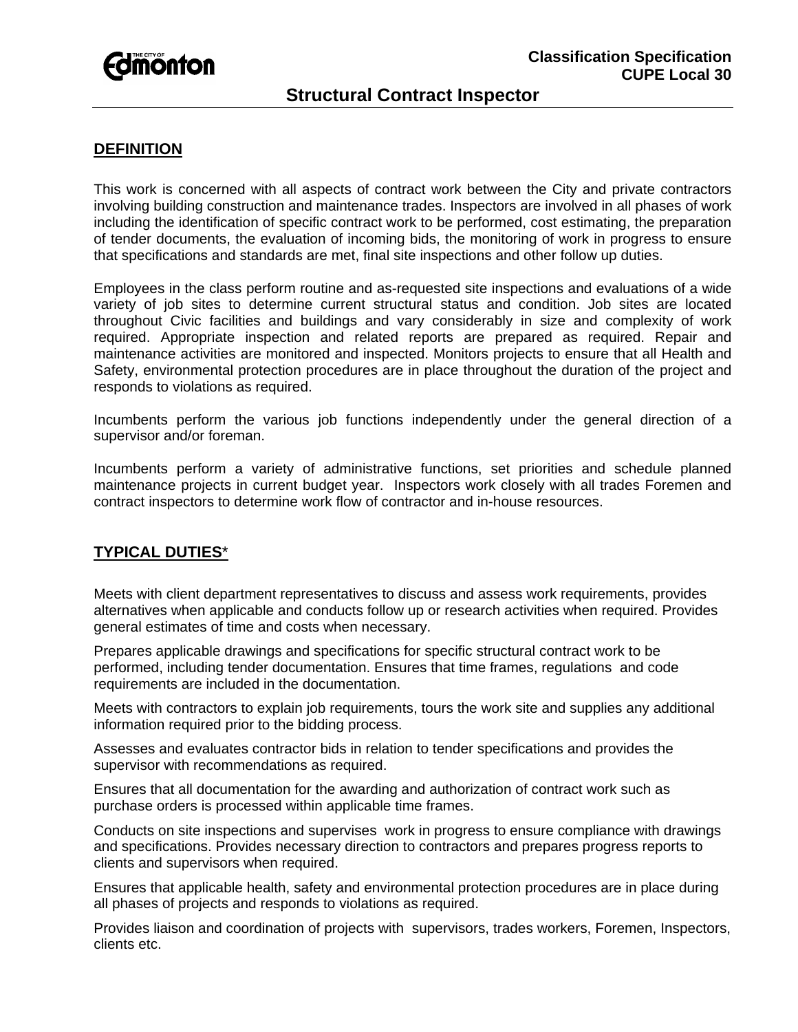Classification Specification
CUPE Local 30

# Structural Contract Inspector

## DEFINITION

This work is concerned with all aspects of contract work between the City and private contractors involving building construction and maintenance trades. Inspectors are involved in all phases of work including the identification of specific contract work to be performed, cost estimating, the preparation of tender documents, the evaluation of incoming bids, the monitoring of work in progress to ensure that specifications and standards are met, final site inspections and other follow up duties.

Employees in the class perform routine and as-requested site inspections and evaluations of a wide variety of job sites to determine current structural status and condition. Job sites are located throughout Civic facilities and buildings and vary considerably in size and complexity of work required. Appropriate inspection and related reports are prepared as required. Repair and maintenance activities are monitored and inspected. Monitors projects to ensure that all Health and Safety, environmental protection procedures are in place throughout the duration of the project and responds to violations as required.

Incumbents perform the various job functions independently under the general direction of a supervisor and/or foreman.

Incumbents perform a variety of administrative functions, set priorities and schedule planned maintenance projects in current budget year. Inspectors work closely with all trades Foremen and contract inspectors to determine work flow of contractor and in-house resources.

## TYPICAL DUTIES*

Meets with client department representatives to discuss and assess work requirements, provides alternatives when applicable and conducts follow up or research activities when required. Provides general estimates of time and costs when necessary.

Prepares applicable drawings and specifications for specific structural contract work to be performed, including tender documentation. Ensures that time frames, regulations and code requirements are included in the documentation.

Meets with contractors to explain job requirements, tours the work site and supplies any additional information required prior to the bidding process.

Assesses and evaluates contractor bids in relation to tender specifications and provides the supervisor with recommendations as required.

Ensures that all documentation for the awarding and authorization of contract work such as purchase orders is processed within applicable time frames.

Conducts on site inspections and supervises work in progress to ensure compliance with drawings and specifications. Provides necessary direction to contractors and prepares progress reports to clients and supervisors when required.

Ensures that applicable health, safety and environmental protection procedures are in place during all phases of projects and responds to violations as required.

Provides liaison and coordination of projects with supervisors, trades workers, Foremen, Inspectors, clients etc.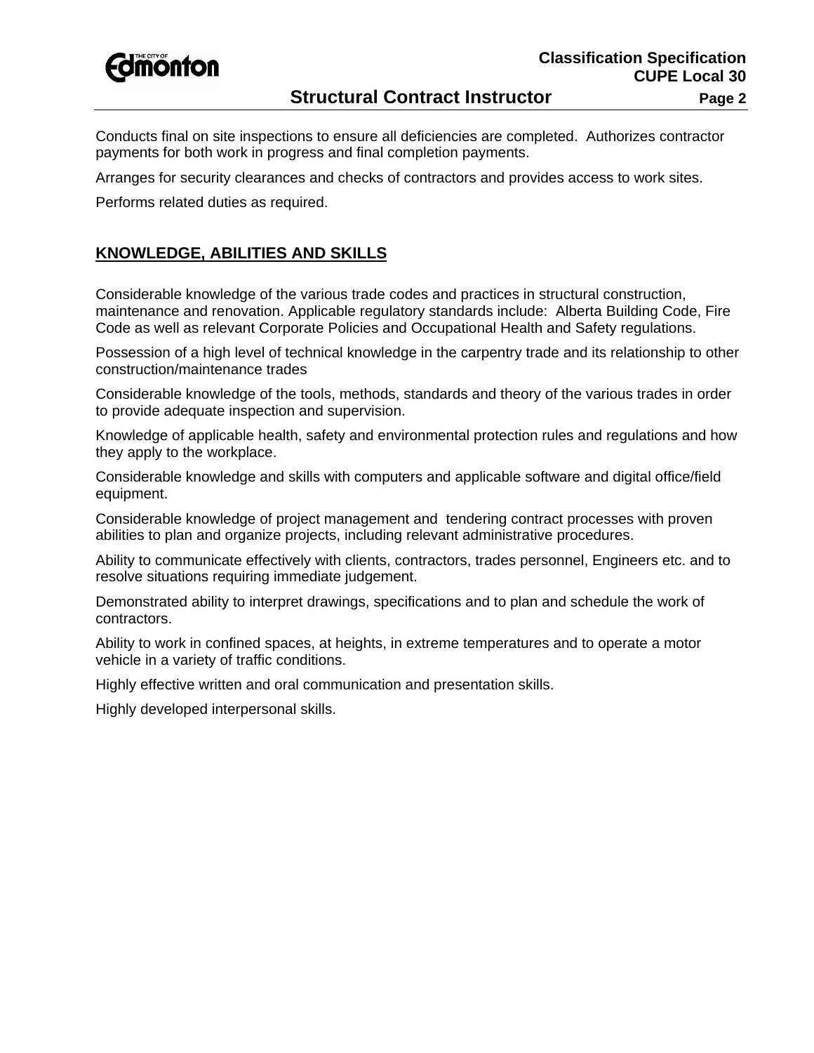Conducts final on site inspections to ensure all deficiencies are completed. Authorizes contractor payments for both work in progress and final completion payments.

Arranges for security clearances and checks of contractors and provides access to work sites.

Performs related duties as required.

## KNOWLEDGE, ABILITIES AND SKILLS

Considerable knowledge of the various trade codes and practices in structural construction, maintenance and renovation. Applicable regulatory standards include: Alberta Building Code, Fire Code as well as relevant Corporate Policies and Occupational Health and Safety regulations.

Possession of a high level of technical knowledge in the carpentry trade and its relationship to other construction/maintenance trades

Considerable knowledge of the tools, methods, standards and theory of the various trades in order to provide adequate inspection and supervision.

Knowledge of applicable health, safety and environmental protection rules and regulations and how they apply to the workplace.

Considerable knowledge and skills with computers and applicable software and digital office/field equipment.

Considerable knowledge of project management and tendering contract processes with proven abilities to plan and organize projects, including relevant administrative procedures.

Ability to communicate effectively with clients, contractors, trades personnel, Engineers etc. and to resolve situations requiring immediate judgement.

Demonstrated ability to interpret drawings, specifications and to plan and schedule the work of contractors.

Ability to work in confined spaces, at heights, in extreme temperatures and to operate a motor vehicle in a variety of traffic conditions.

Highly effective written and oral communication and presentation skills.

Highly developed interpersonal skills.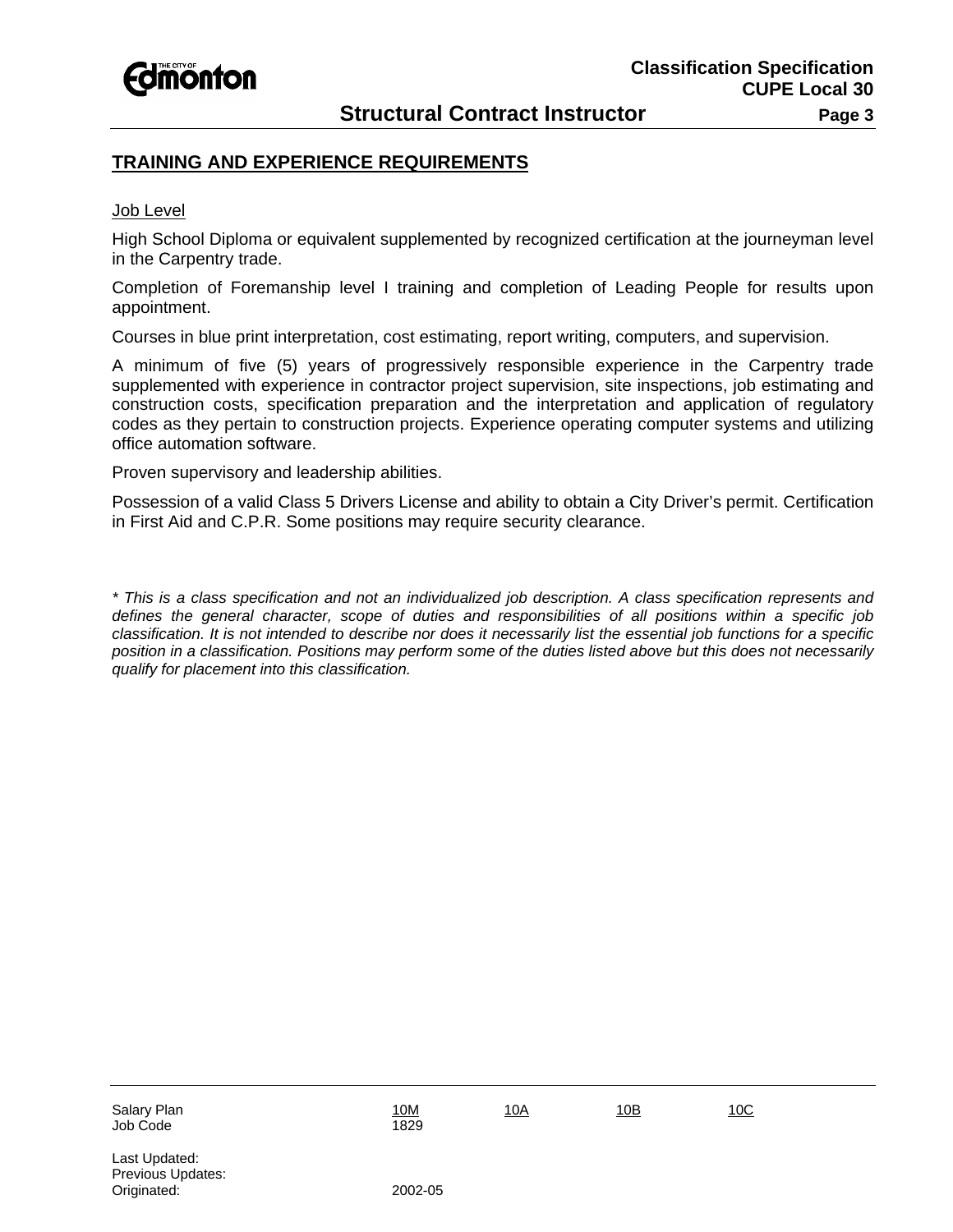## TRAINING AND EXPERIENCE REQUIREMENTS

Job Level

High School Diploma or equivalent supplemented by recognized certification at the journeyman level in the Carpentry trade.

Completion of Foremanship level I training and completion of Leading People for results upon appointment.

Courses in blue print interpretation, cost estimating, report writing, computers, and supervision.

A minimum of five (5) years of progressively responsible experience in the Carpentry trade supplemented with experience in contractor project supervision, site inspections, job estimating and construction costs, specification preparation and the interpretation and application of regulatory codes as they pertain to construction projects. Experience operating computer systems and utilizing office automation software.

Proven supervisory and leadership abilities.

Possession of a valid Class 5 Drivers License and ability to obtain a City Driver's permit. Certification in First Aid and C.P.R. Some positions may require security clearance.

*\* This is a class specification and not an individualized job description. A class specification represents and defines the general character, scope of duties and responsibilities of all positions within a specific job classification. It is not intended to describe nor does it necessarily list the essential job functions for a specific position in a classification. Positions may perform some of the duties listed above but this does not necessarily qualify for placement into this classification.*

| | | | | |
|---|---|---|---|---|
| Salary Plan | 10M | 10A | 10B | 10C |
| Job Code | 1829 | | | |
| Last Updated: | | | | |
| Previous Updates: | | | | |
| Originated: | 2002-05 | | | |